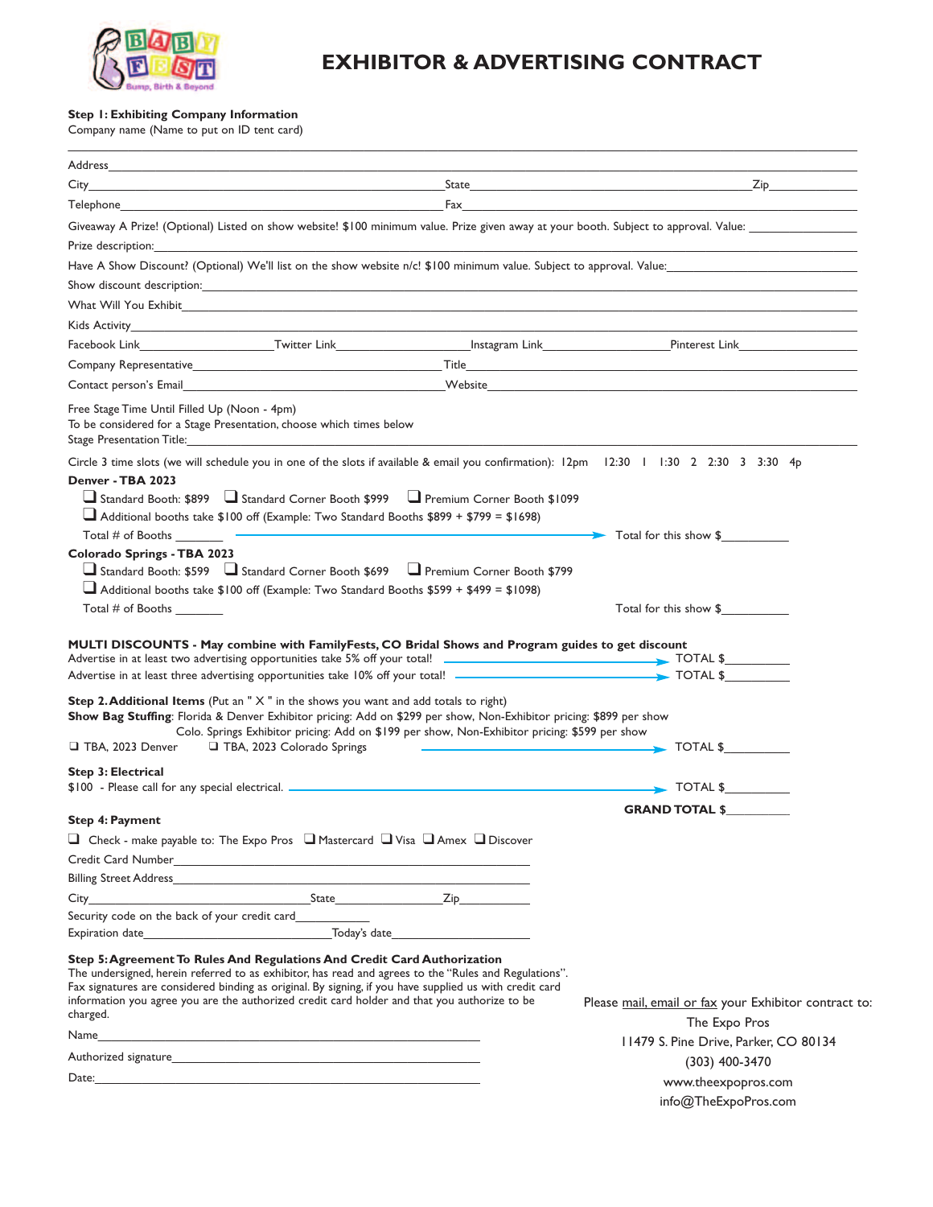# EXHIBITOR & ADVERTISING CONTRACT

**Step 1: Exhibiting Company Information**

Company name (Name to put on ID tent card)

\_\_\_\_\_\_\_\_\_\_\_\_\_\_\_\_\_\_\_\_\_\_\_\_\_\_\_\_\_\_\_\_\_\_\_\_\_\_\_\_\_\_\_\_

Address\_\_\_\_\_\_\_\_\_\_\_\_\_\_\_\_\_\_\_\_\_\_\_\_\_\_\_\_\_\_\_\_\_\_\_\_\_\_\_\_

City\_\_\_\_\_\_\_\_\_\_\_\_\_\_\_\_\_\_\_\_ State\_\_\_\_\_\_\_\_\_\_\_\_\_\_\_\_\_\_\_\_ Zip\_\_\_\_\_\_\_\_\_\_

Telephone\_\_\_\_\_\_\_\_\_\_\_\_\_\_\_\_\_\_\_\_ Fax\_\_\_\_\_\_\_\_\_\_\_\_\_\_\_\_\_\_\_\_

Giveaway A Prize! (Optional) Listed on show website! $100 minimum value. Prize given away at your booth. Subject to approval. Value: \_\_\_\_\_\_\_\_\_\_

Prize description:\_\_\_\_\_\_\_\_\_\_\_\_\_\_\_\_\_\_\_\_\_\_\_\_\_\_\_\_\_\_\_\_\_\_\_\_\_\_\_\_

Have A Show Discount? (Optional) We'll list on the show website n/c! $100 minimum value. Subject to approval. Value:\_\_\_\_\_\_\_\_\_\_

Show discount description:\_\_\_\_\_\_\_\_\_\_\_\_\_\_\_\_\_\_\_\_\_\_\_\_\_\_\_\_\_\_\_\_\_\_\_\_\_\_\_\_

What Will You Exhibit\_\_\_\_\_\_\_\_\_\_\_\_\_\_\_\_\_\_\_\_\_\_\_\_\_\_\_\_\_\_\_\_\_\_\_\_\_\_\_\_

Kids Activity\_\_\_\_\_\_\_\_\_\_\_\_\_\_\_\_\_\_\_\_\_\_\_\_\_\_\_\_\_\_\_\_\_\_\_\_\_\_\_\_

Facebook Link\_\_\_\_\_\_\_\_\_\_ Twitter Link\_\_\_\_\_\_\_\_\_\_ Instagram Link\_\_\_\_\_\_\_\_\_\_ Pinterest Link\_\_\_\_\_\_\_\_\_\_

Company Representative\_\_\_\_\_\_\_\_\_\_\_\_\_\_\_\_\_\_\_\_ Title\_\_\_\_\_\_\_\_\_\_\_\_\_\_\_\_\_\_\_\_

Contact person's Email\_\_\_\_\_\_\_\_\_\_\_\_\_\_\_\_\_\_\_\_ Website\_\_\_\_\_\_\_\_\_\_\_\_\_\_\_\_\_\_\_\_

Free Stage Time Until Filled Up (Noon - 4pm)
To be considered for a Stage Presentation, choose which times below
Stage Presentation Title:\_\_\_\_\_\_\_\_\_\_\_\_\_\_\_\_\_\_\_\_\_\_\_\_\_\_\_\_\_\_\_\_\_\_\_\_\_\_\_\_

Circle 3 time slots (we will schedule you in one of the slots if available & email you confirmation): 12pm 12:30 1 1:30 2 2:30 3 3:30 4p

**Denver - TBA 2023**

- ❑ Standard Booth: $899 ❑ Standard Corner Booth $999 ❑ Premium Corner Booth $1099
- ❑ Additional booths take $100 off (Example: Two Standard Booths $899 + $799 = $1698)

Total # of Booths \_\_\_\_\_\_\_ → Total for this show $\_\_\_\_\_\_\_\_\_\_

**Colorado Springs - TBA 2023**

- ❑ Standard Booth: $599 ❑ Standard Corner Booth $699 ❑ Premium Corner Booth $799
- ❑ Additional booths take $100 off (Example: Two Standard Booths $599 + $499 = $1098)

Total # of Booths \_\_\_\_\_\_\_ Total for this show $\_\_\_\_\_\_\_\_\_\_

**MULTI DISCOUNTS - May combine with FamilyFests, CO Bridal Shows and Program guides to get discount**

Advertise in at least two advertising opportunities take 5% off your total! → TOTAL $\_\_\_\_\_\_\_\_\_\_

Advertise in at least three advertising opportunities take 10% off your total! → TOTAL $\_\_\_\_\_\_\_\_\_\_

**Step 2. Additional Items** (Put an " X " in the shows you want and add totals to right)

**Show Bag Stuffing**: Florida & Denver Exhibitor pricing: Add on $299 per show, Non-Exhibitor pricing: $899 per show
Colo. Springs Exhibitor pricing: Add on $199 per show, Non-Exhibitor pricing: $599 per show

❑ TBA, 2023 Denver ❑ TBA, 2023 Colorado Springs → TOTAL $\_\_\_\_\_\_\_\_\_\_

**Step 3: Electrical**

$100 - Please call for any special electrical. → TOTAL $\_\_\_\_\_\_\_\_\_\_

**GRAND TOTAL $**\_\_\_\_\_\_\_\_\_\_

**Step 4: Payment**

❑ Check - make payable to: The Expo Pros ❑ Mastercard ❑ Visa ❑ Amex ❑ Discover

Credit Card Number\_\_\_\_\_\_\_\_\_\_\_\_\_\_\_\_\_\_\_\_\_\_\_\_\_\_\_\_\_\_

Billing Street Address\_\_\_\_\_\_\_\_\_\_\_\_\_\_\_\_\_\_\_\_\_\_\_\_\_\_\_\_\_\_

City\_\_\_\_\_\_\_\_\_\_\_\_\_\_\_\_ State\_\_\_\_\_\_\_\_\_\_ Zip\_\_\_\_\_\_\_\_\_\_

Security code on the back of your credit card\_\_\_\_\_\_\_\_\_\_

Expiration date\_\_\_\_\_\_\_\_\_\_\_\_\_\_\_\_ Today's date\_\_\_\_\_\_\_\_\_\_\_\_\_\_\_\_

**Step 5: Agreement To Rules And Regulations And Credit Card Authorization**

The undersigned, herein referred to as exhibitor, has read and agrees to the "Rules and Regulations". Fax signatures are considered binding as original. By signing, if you have supplied us with credit card information you agree you are the authorized credit card holder and that you authorize to be charged.

Name\_\_\_\_\_\_\_\_\_\_\_\_\_\_\_\_\_\_\_\_\_\_\_\_\_\_\_\_\_\_

Authorized signature\_\_\_\_\_\_\_\_\_\_\_\_\_\_\_\_\_\_\_\_\_\_\_\_\_\_\_\_\_\_

Date:\_\_\_\_\_\_\_\_\_\_\_\_\_\_\_\_\_\_\_\_\_\_\_\_\_\_\_\_\_\_

Please mail, email or fax your Exhibitor contract to:

The Expo Pros
11479 S. Pine Drive, Parker, CO 80134
(303) 400-3470
www.theexpopros.com
info@TheExpoPros.com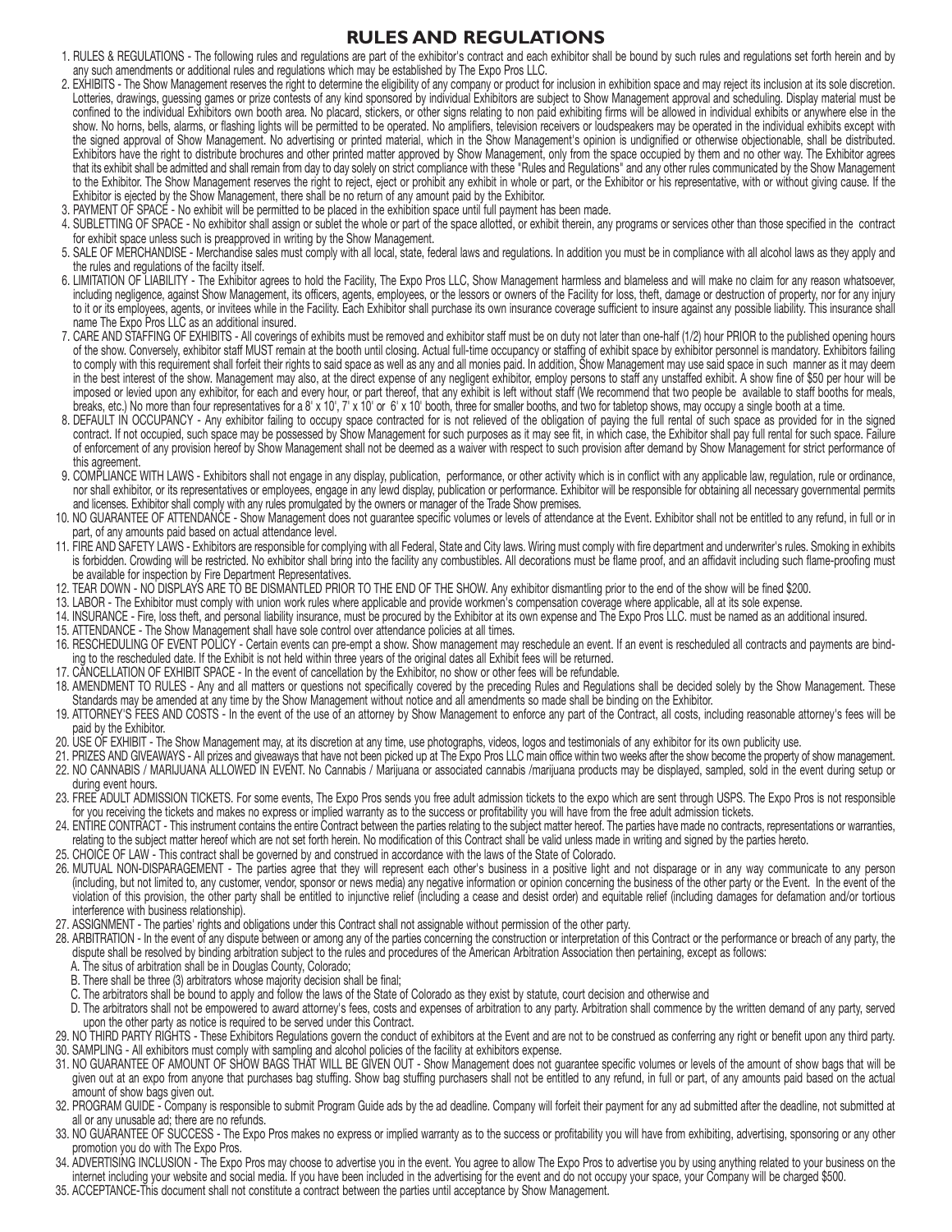# RULES AND REGULATIONS

1. RULES & REGULATIONS - The following rules and regulations are part of the exhibitor's contract and each exhibitor shall be bound by such rules and regulations set forth herein and by any such amendments or additional rules and regulations which may be established by The Expo Pros LLC.
2. EXHIBITS - The Show Management reserves the right to determine the eligibility of any company or product for inclusion in exhibition space and may reject its inclusion at its sole discretion. Lotteries, drawings, guessing games or prize contests of any kind sponsored by individual Exhibitors are subject to Show Management approval and scheduling. Display material must be confined to the individual Exhibitors own booth area. No placard, stickers, or other signs relating to non paid exhibiting firms will be allowed in individual exhibits or anywhere else in the show. No horns, bells, alarms, or flashing lights will be permitted to be operated. No amplifiers, television receivers or loudspeakers may be operated in the individual exhibits except with the signed approval of Show Management. No advertising or printed material, which in the Show Management's opinion is undignified or otherwise objectionable, shall be distributed. Exhibitors have the right to distribute brochures and other printed matter approved by Show Management, only from the space occupied by them and no other way. The Exhibitor agrees that its exhibit shall be admitted and shall remain from day to day solely on strict compliance with these "Rules and Regulations" and any other rules communicated by the Show Management to the Exhibitor. The Show Management reserves the right to reject, eject or prohibit any exhibit in whole or part, or the Exhibitor or his representative, with or without giving cause. If the Exhibitor is ejected by the Show Management, there shall be no return of any amount paid by the Exhibitor.
3. PAYMENT OF SPACE - No exhibit will be permitted to be placed in the exhibition space until full payment has been made.
4. SUBLETTING OF SPACE - No exhibitor shall assign or sublet the whole or part of the space allotted, or exhibit therein, any programs or services other than those specified in the contract for exhibit space unless such is preapproved in writing by the Show Management.
5. SALE OF MERCHANDISE - Merchandise sales must comply with all local, state, federal laws and regulations. In addition you must be in compliance with all alcohol laws as they apply and the rules and regulations of the facilty itself.
6. LIMITATION OF LIABILITY - The Exhibitor agrees to hold the Facility, The Expo Pros LLC, Show Management harmless and blameless and will make no claim for any reason whatsoever, including negligence, against Show Management, its officers, agents, employees, or the lessors or owners of the Facility for loss, theft, damage or destruction of property, nor for any injury to it or its employees, agents, or invitees while in the Facility. Each Exhibitor shall purchase its own insurance coverage sufficient to insure against any possible liability. This insurance shall name The Expo Pros LLC as an additional insured.
7. CARE AND STAFFING OF EXHIBITS - All coverings of exhibits must be removed and exhibitor staff must be on duty not later than one-half (1/2) hour PRIOR to the published opening hours of the show. Conversely, exhibitor staff MUST remain at the booth until closing. Actual full-time occupancy or staffing of exhibit space by exhibitor personnel is mandatory. Exhibitors failing to comply with this requirement shall forfeit their rights to said space as well as any and all monies paid. In addition, Show Management may use said space in such manner as it may deem in the best interest of the show. Management may also, at the direct expense of any negligent exhibitor, employ persons to staff any unstaffed exhibit. A show fine of $50 per hour will be imposed or levied upon any exhibitor, for each and every hour, or part thereof, that any exhibit is left without staff (We recommend that two people be available to staff booths for meals, breaks, etc.) No more than four representatives for a 8' x 10', 7' x 10' or 6' x 10' booth, three for smaller booths, and two for tabletop shows, may occupy a single booth at a time.
8. DEFAULT IN OCCUPANCY - Any exhibitor failing to occupy space contracted for is not relieved of the obligation of paying the full rental of such space as provided for in the signed contract. If not occupied, such space may be possessed by Show Management for such purposes as it may see fit, in which case, the Exhibitor shall pay full rental for such space. Failure of enforcement of any provision hereof by Show Management shall not be deemed as a waiver with respect to such provision after demand by Show Management for strict performance of this agreement.
9. COMPLIANCE WITH LAWS - Exhibitors shall not engage in any display, publication, performance, or other activity which is in conflict with any applicable law, regulation, rule or ordinance, nor shall exhibitor, or its representatives or employees, engage in any lewd display, publication or performance. Exhibitor will be responsible for obtaining all necessary governmental permits and licenses. Exhibitor shall comply with any rules promulgated by the owners or manager of the Trade Show premises.
10. NO GUARANTEE OF ATTENDANCE - Show Management does not guarantee specific volumes or levels of attendance at the Event. Exhibitor shall not be entitled to any refund, in full or in part, of any amounts paid based on actual attendance level.
11. FIRE AND SAFETY LAWS - Exhibitors are responsible for complying with all Federal, State and City laws. Wiring must comply with fire department and underwriter's rules. Smoking in exhibits is forbidden. Crowding will be restricted. No exhibitor shall bring into the facility any combustibles. All decorations must be flame proof, and an affidavit including such flame-proofing must be available for inspection by Fire Department Representatives.
12. TEAR DOWN - NO DISPLAYS ARE TO BE DISMANTLED PRIOR TO THE END OF THE SHOW. Any exhibitor dismantling prior to the end of the show will be fined $200.
13. LABOR - The Exhibitor must comply with union work rules where applicable and provide workmen's compensation coverage where applicable, all at its sole expense.
14. INSURANCE - Fire, loss theft, and personal liability insurance, must be procured by the Exhibitor at its own expense and The Expo Pros LLC. must be named as an additional insured.
15. ATTENDANCE - The Show Management shall have sole control over attendance policies at all times.
16. RESCHEDULING OF EVENT POLICY - Certain events can pre-empt a show. Show management may reschedule an event. If an event is rescheduled all contracts and payments are binding to the rescheduled date. If the Exhibit is not held within three years of the original dates all Exhibit fees will be returned.
17. CANCELLATION OF EXHIBIT SPACE - In the event of cancellation by the Exhibitor, no show or other fees will be refundable.
18. AMENDMENT TO RULES - Any and all matters or questions not specifically covered by the preceding Rules and Regulations shall be decided solely by the Show Management. These Standards may be amended at any time by the Show Management without notice and all amendments so made shall be binding on the Exhibitor.
19. ATTORNEY'S FEES AND COSTS - In the event of the use of an attorney by Show Management to enforce any part of the Contract, all costs, including reasonable attorney's fees will be paid by the Exhibitor.
20. USE OF EXHIBIT - The Show Management may, at its discretion at any time, use photographs, videos, logos and testimonials of any exhibitor for its own publicity use.
21. PRIZES AND GIVEAWAYS - All prizes and giveaways that have not been picked up at The Expo Pros LLC main office within two weeks after the show become the property of show management.
22. NO CANNABIS / MARIJUANA ALLOWED IN EVENT. No Cannabis / Marijuana or associated cannabis /marijuana products may be displayed, sampled, sold in the event during setup or during event hours.
23. FREE ADULT ADMISSION TICKETS. For some events, The Expo Pros sends you free adult admission tickets to the expo which are sent through USPS. The Expo Pros is not responsible for you receiving the tickets and makes no express or implied warranty as to the success or profitability you will have from the free adult admission tickets.
24. ENTIRE CONTRACT - This instrument contains the entire Contract between the parties relating to the subject matter hereof. The parties have made no contracts, representations or warranties, relating to the subject matter hereof which are not set forth herein. No modification of this Contract shall be valid unless made in writing and signed by the parties hereto.
25. CHOICE OF LAW - This contract shall be governed by and construed in accordance with the laws of the State of Colorado.
26. MUTUAL NON-DISPARAGEMENT - The parties agree that they will represent each other's business in a positive light and not disparage or in any way communicate to any person (including, but not limited to, any customer, vendor, sponsor or news media) any negative information or opinion concerning the business of the other party or the Event. In the event of the violation of this provision, the other party shall be entitled to injunctive relief (including a cease and desist order) and equitable relief (including damages for defamation and/or tortious interference with business relationship).
27. ASSIGNMENT - The parties' rights and obligations under this Contract shall not assignable without permission of the other party.
28. ARBITRATION - In the event of any dispute between or among any of the parties concerning the construction or interpretation of this Contract or the performance or breach of any party, the dispute shall be resolved by binding arbitration subject to the rules and procedures of the American Arbitration Association then pertaining, except as follows:
    A. The situs of arbitration shall be in Douglas County, Colorado;
    B. There shall be three (3) arbitrators whose majority decision shall be final;
    C. The arbitrators shall be bound to apply and follow the laws of the State of Colorado as they exist by statute, court decision and otherwise and
    D. The arbitrators shall not be empowered to award attorney's fees, costs and expenses of arbitration to any party. Arbitration shall commence by the written demand of any party, served upon the other party as notice is required to be served under this Contract.
29. NO THIRD PARTY RIGHTS - These Exhibitors Regulations govern the conduct of exhibitors at the Event and are not to be construed as conferring any right or benefit upon any third party.
30. SAMPLING - All exhibitors must comply with sampling and alcohol policies of the facility at exhibitors expense.
31. NO GUARANTEE OF AMOUNT OF SHOW BAGS THAT WILL BE GIVEN OUT - Show Management does not guarantee specific volumes or levels of the amount of show bags that will be given out at an expo from anyone that purchases bag stuffing. Show bag stuffing purchasers shall not be entitled to any refund, in full or part, of any amounts paid based on the actual amount of show bags given out.
32. PROGRAM GUIDE - Company is responsible to submit Program Guide ads by the ad deadline. Company will forfeit their payment for any ad submitted after the deadline, not submitted at all or any unusable ad; there are no refunds.
33. NO GUARANTEE OF SUCCESS - The Expo Pros makes no express or implied warranty as to the success or profitability you will have from exhibiting, advertising, sponsoring or any other promotion you do with The Expo Pros.
34. ADVERTISING INCLUSION - The Expo Pros may choose to advertise you in the event. You agree to allow The Expo Pros to advertise you by using anything related to your business on the internet including your website and social media. If you have been included in the advertising for the event and do not occupy your space, your Company will be charged $500.
35. ACCEPTANCE-This document shall not constitute a contract between the parties until acceptance by Show Management.